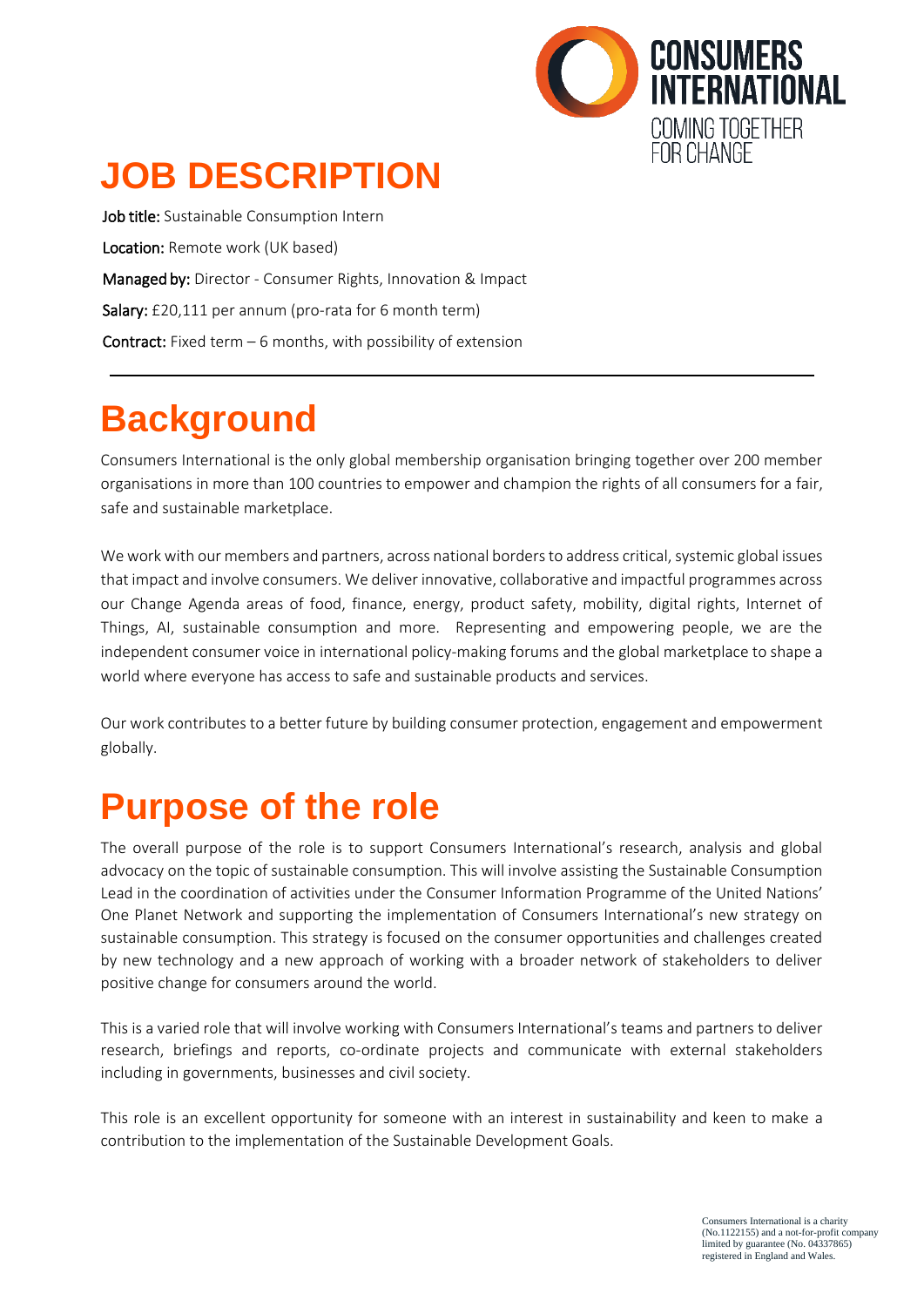CONSUMERS INTERNATIONAL
COMING TOGETHER FOR CHANGE

# JOB DESCRIPTION

**Job title:** Sustainable Consumption Intern

**Location:** Remote work (UK based)

**Managed by:** Director - Consumer Rights, Innovation & Impact

**Salary:** £20,111 per annum (pro-rata for 6 month term)

**Contract:** Fixed term – 6 months, with possibility of extension

---

# Background

Consumers International is the only global membership organisation bringing together over 200 member organisations in more than 100 countries to empower and champion the rights of all consumers for a fair, safe and sustainable marketplace.

We work with our members and partners, across national borders to address critical, systemic global issues that impact and involve consumers. We deliver innovative, collaborative and impactful programmes across our Change Agenda areas of food, finance, energy, product safety, mobility, digital rights, Internet of Things, AI, sustainable consumption and more. Representing and empowering people, we are the independent consumer voice in international policy-making forums and the global marketplace to shape a world where everyone has access to safe and sustainable products and services.

Our work contributes to a better future by building consumer protection, engagement and empowerment globally.

# Purpose of the role

The overall purpose of the role is to support Consumers International's research, analysis and global advocacy on the topic of sustainable consumption. This will involve assisting the Sustainable Consumption Lead in the coordination of activities under the Consumer Information Programme of the United Nations' One Planet Network and supporting the implementation of Consumers International's new strategy on sustainable consumption. This strategy is focused on the consumer opportunities and challenges created by new technology and a new approach of working with a broader network of stakeholders to deliver positive change for consumers around the world.

This is a varied role that will involve working with Consumers International's teams and partners to deliver research, briefings and reports, co-ordinate projects and communicate with external stakeholders including in governments, businesses and civil society.

This role is an excellent opportunity for someone with an interest in sustainability and keen to make a contribution to the implementation of the Sustainable Development Goals.

Consumers International is a charity (No.1122155) and a not-for-profit company limited by guarantee (No. 04337865) registered in England and Wales.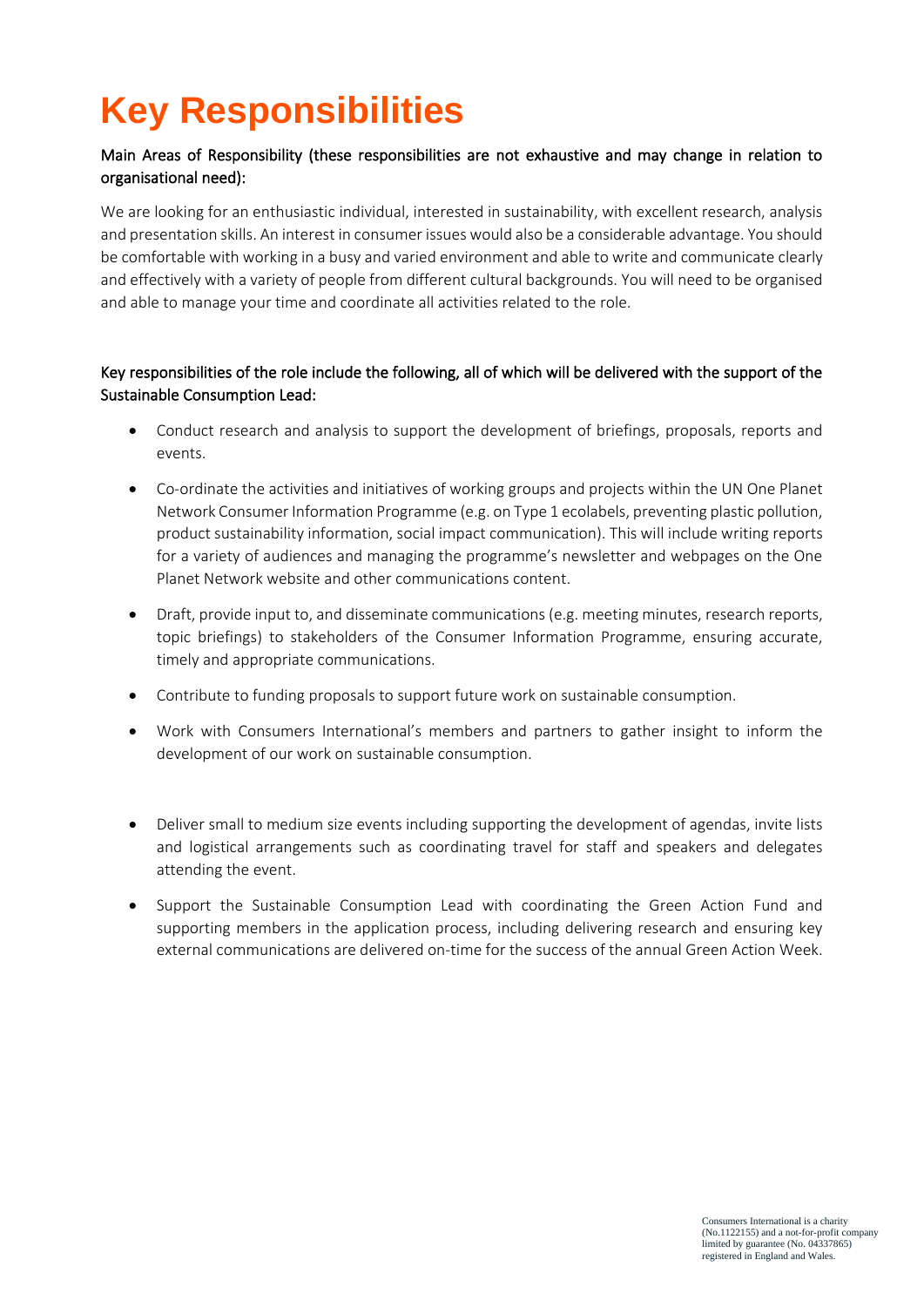# Key Responsibilities

Main Areas of Responsibility (these responsibilities are not exhaustive and may change in relation to organisational need):

We are looking for an enthusiastic individual, interested in sustainability, with excellent research, analysis and presentation skills. An interest in consumer issues would also be a considerable advantage. You should be comfortable with working in a busy and varied environment and able to write and communicate clearly and effectively with a variety of people from different cultural backgrounds. You will need to be organised and able to manage your time and coordinate all activities related to the role.

Key responsibilities of the role include the following, all of which will be delivered with the support of the Sustainable Consumption Lead:

- Conduct research and analysis to support the development of briefings, proposals, reports and events.
- Co-ordinate the activities and initiatives of working groups and projects within the UN One Planet Network Consumer Information Programme (e.g. on Type 1 ecolabels, preventing plastic pollution, product sustainability information, social impact communication). This will include writing reports for a variety of audiences and managing the programme's newsletter and webpages on the One Planet Network website and other communications content.
- Draft, provide input to, and disseminate communications (e.g. meeting minutes, research reports, topic briefings) to stakeholders of the Consumer Information Programme, ensuring accurate, timely and appropriate communications.
- Contribute to funding proposals to support future work on sustainable consumption.
- Work with Consumers International's members and partners to gather insight to inform the development of our work on sustainable consumption.
- Deliver small to medium size events including supporting the development of agendas, invite lists and logistical arrangements such as coordinating travel for staff and speakers and delegates attending the event.
- Support the Sustainable Consumption Lead with coordinating the Green Action Fund and supporting members in the application process, including delivering research and ensuring key external communications are delivered on-time for the success of the annual Green Action Week.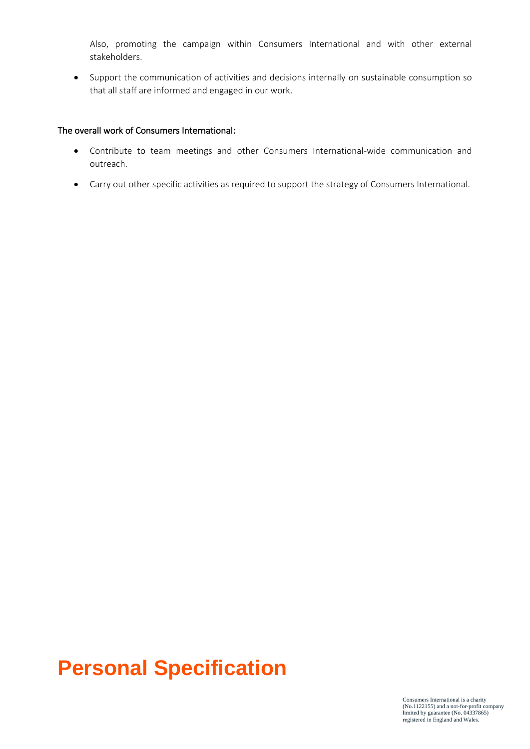Also, promoting the campaign within Consumers International and with other external stakeholders.

- Support the communication of activities and decisions internally on sustainable consumption so that all staff are informed and engaged in our work.

### The overall work of Consumers International:

- Contribute to team meetings and other Consumers International-wide communication and outreach.
- Carry out other specific activities as required to support the strategy of Consumers International.

# Personal Specification

Consumers International is a charity (No.1122155) and a not-for-profit company limited by guarantee (No. 04337865) registered in England and Wales.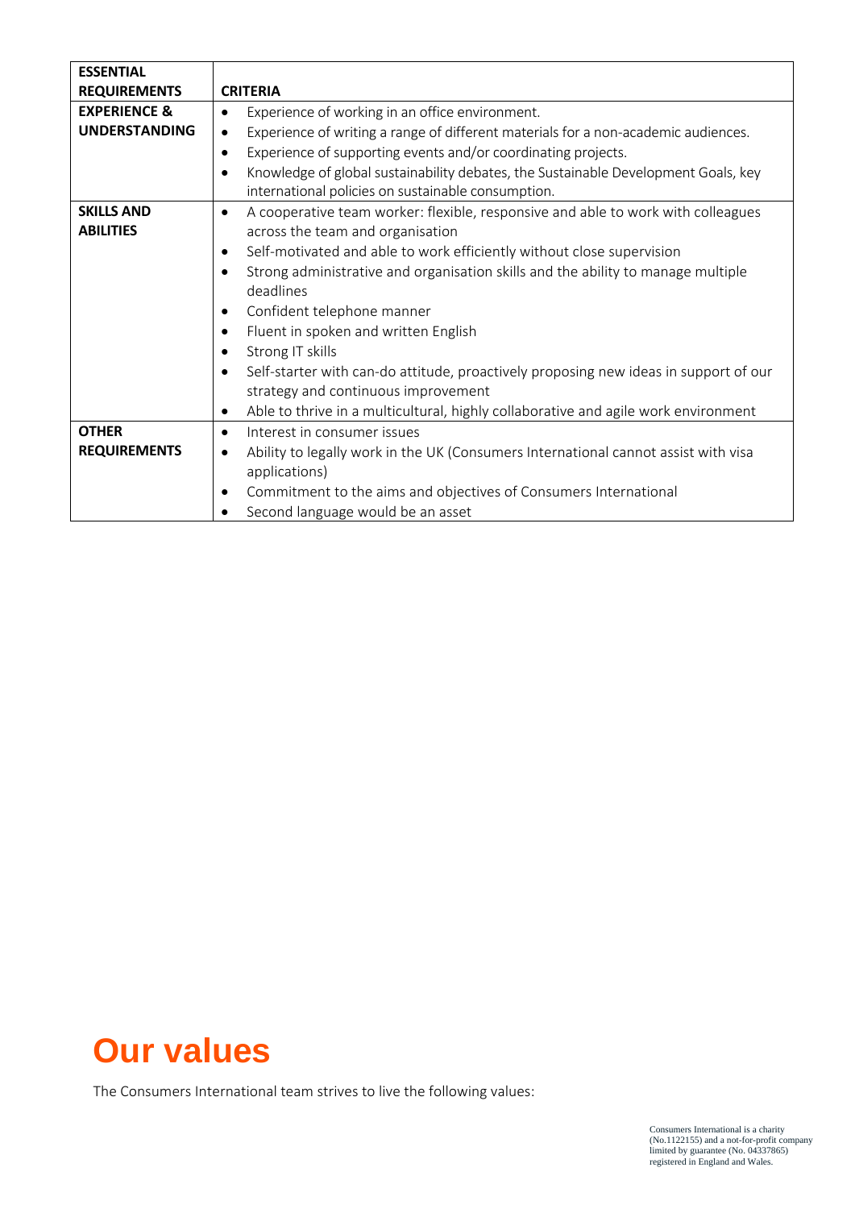| ESSENTIAL REQUIREMENTS | CRITERIA |
| --- | --- |
| **EXPERIENCE & UNDERSTANDING** | • Experience of working in an office environment.<br>• Experience of writing a range of different materials for a non-academic audiences.<br>• Experience of supporting events and/or coordinating projects.<br>• Knowledge of global sustainability debates, the Sustainable Development Goals, key international policies on sustainable consumption. |
| **SKILLS AND ABILITIES** | • A cooperative team worker: flexible, responsive and able to work with colleagues across the team and organisation<br>• Self-motivated and able to work efficiently without close supervision<br>• Strong administrative and organisation skills and the ability to manage multiple deadlines<br>• Confident telephone manner<br>• Fluent in spoken and written English<br>• Strong IT skills<br>• Self-starter with can-do attitude, proactively proposing new ideas in support of our strategy and continuous improvement<br>• Able to thrive in a multicultural, highly collaborative and agile work environment |
| **OTHER REQUIREMENTS** | • Interest in consumer issues<br>• Ability to legally work in the UK (Consumers International cannot assist with visa applications)<br>• Commitment to the aims and objectives of Consumers International<br>• Second language would be an asset |

# Our values

The Consumers International team strives to live the following values:

Consumers International is a charity (No.1122155) and a not-for-profit company limited by guarantee (No. 04337865) registered in England and Wales.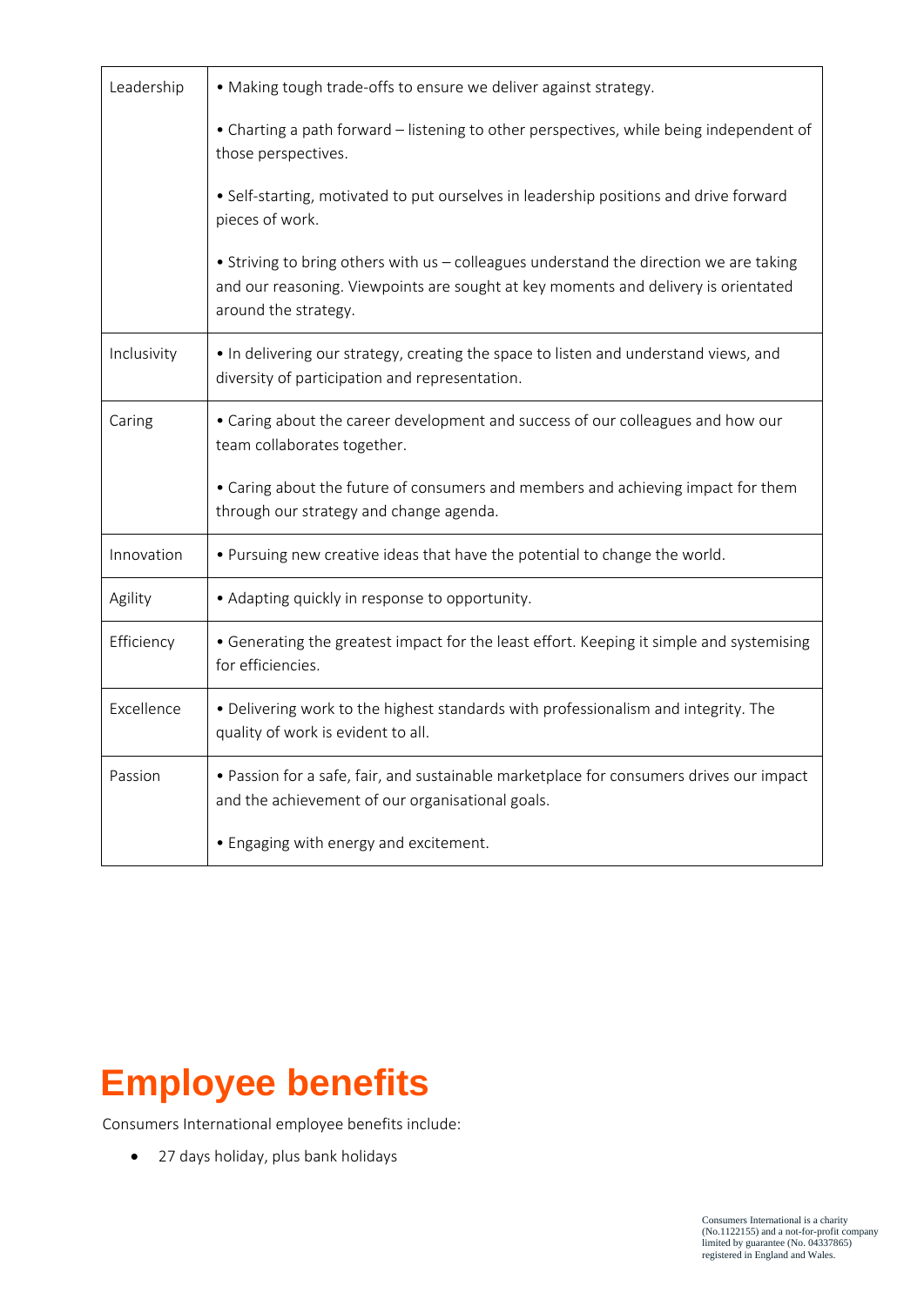| | |
|---|---|
| Leadership | • Making tough trade-offs to ensure we deliver against strategy.<br><br>• Charting a path forward – listening to other perspectives, while being independent of those perspectives.<br><br>• Self-starting, motivated to put ourselves in leadership positions and drive forward pieces of work.<br><br>• Striving to bring others with us – colleagues understand the direction we are taking and our reasoning. Viewpoints are sought at key moments and delivery is orientated around the strategy. |
| Inclusivity | • In delivering our strategy, creating the space to listen and understand views, and diversity of participation and representation. |
| Caring | • Caring about the career development and success of our colleagues and how our team collaborates together.<br><br>• Caring about the future of consumers and members and achieving impact for them through our strategy and change agenda. |
| Innovation | • Pursuing new creative ideas that have the potential to change the world. |
| Agility | • Adapting quickly in response to opportunity. |
| Efficiency | • Generating the greatest impact for the least effort. Keeping it simple and systemising for efficiencies. |
| Excellence | • Delivering work to the highest standards with professionalism and integrity. The quality of work is evident to all. |
| Passion | • Passion for a safe, fair, and sustainable marketplace for consumers drives our impact and the achievement of our organisational goals.<br><br>• Engaging with energy and excitement. |

# Employee benefits

Consumers International employee benefits include:

- 27 days holiday, plus bank holidays

Consumers International is a charity (No.1122155) and a not-for-profit company limited by guarantee (No. 04337865) registered in England and Wales.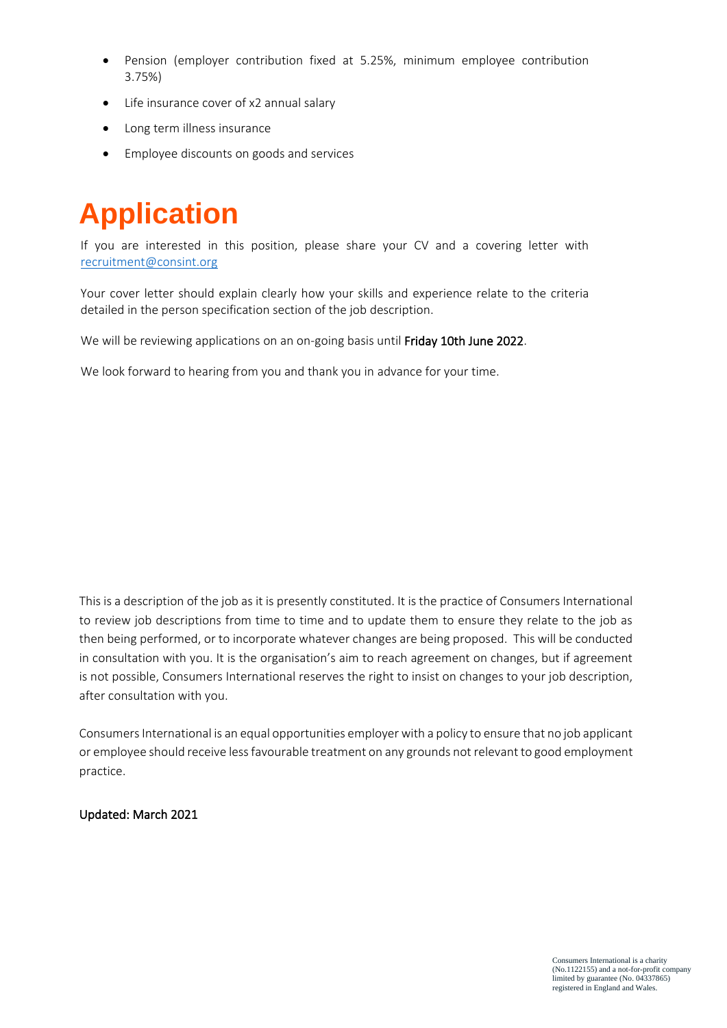- Pension (employer contribution fixed at 5.25%, minimum employee contribution 3.75%)
- Life insurance cover of x2 annual salary
- Long term illness insurance
- Employee discounts on goods and services

# Application

If you are interested in this position, please share your CV and a covering letter with recruitment@consint.org

Your cover letter should explain clearly how your skills and experience relate to the criteria detailed in the person specification section of the job description.

We will be reviewing applications on an on-going basis until **Friday 10th June 2022**.

We look forward to hearing from you and thank you in advance for your time.

This is a description of the job as it is presently constituted. It is the practice of Consumers International to review job descriptions from time to time and to update them to ensure they relate to the job as then being performed, or to incorporate whatever changes are being proposed. This will be conducted in consultation with you. It is the organisation's aim to reach agreement on changes, but if agreement is not possible, Consumers International reserves the right to insist on changes to your job description, after consultation with you.

Consumers International is an equal opportunities employer with a policy to ensure that no job applicant or employee should receive less favourable treatment on any grounds not relevant to good employment practice.

Updated: March 2021

Consumers International is a charity (No.1122155) and a not-for-profit company limited by guarantee (No. 04337865) registered in England and Wales.